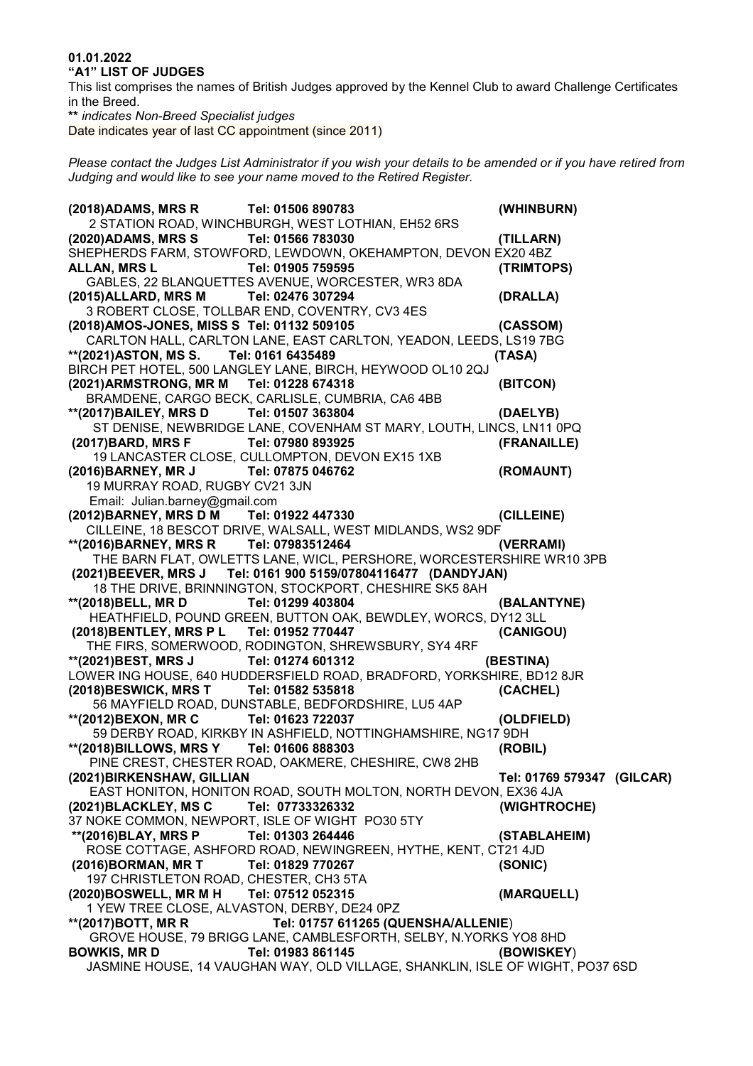**01.01.2022**

**"A1" LIST OF JUDGES**

This list comprises the names of British Judges approved by the Kennel Club to award Challenge Certificates in the Breed.

**\*\*** *indicates Non-Breed Specialist judges*

Date indicates year of last CC appointment (since 2011)

*Please contact the Judges List Administrator if you wish your details to be amended or if you have retired from Judging and would like to see your name moved to the Retired Register.*

**(2018)ADAMS, MRS R Tel: 01506 890783 (WHINBURN)**
2 STATION ROAD, WINCHBURGH, WEST LOTHIAN, EH52 6RS

**(2020)ADAMS, MRS S Tel: 01566 783030 (TILLARN)**
SHEPHERDS FARM, STOWFORD, LEWDOWN, OKEHAMPTON, DEVON EX20 4BZ

**ALLAN, MRS L Tel: 01905 759595 (TRIMTOPS)**
GABLES, 22 BLANQUETTES AVENUE, WORCESTER, WR3 8DA

**(2015)ALLARD, MRS M Tel: 02476 307294 (DRALLA)**
3 ROBERT CLOSE, TOLLBAR END, COVENTRY, CV3 4ES

**(2018)AMOS-JONES, MISS S Tel: 01132 509105 (CASSOM)**
CARLTON HALL, CARLTON LANE, EAST CARLTON, YEADON, LEEDS, LS19 7BG

**\*\*(2021)ASTON, MS S. Tel: 0161 6435489 (TASA)**
BIRCH PET HOTEL, 500 LANGLEY LANE, BIRCH, HEYWOOD OL10 2QJ

**(2021)ARMSTRONG, MR M Tel: 01228 674318 (BITCON)**
BRAMDENE, CARGO BECK, CARLISLE, CUMBRIA, CA6 4BB

**\*\*(2017)BAILEY, MRS D Tel: 01507 363804 (DAELYB)**
ST DENISE, NEWBRIDGE LANE, COVENHAM ST MARY, LOUTH, LINCS, LN11 0PQ

**(2017)BARD, MRS F Tel: 07980 893925 (FRANAILLE)**
19 LANCASTER CLOSE, CULLOMPTON, DEVON EX15 1XB

**(2016)BARNEY, MR J Tel: 07875 046762 (ROMAUNT)**
19 MURRAY ROAD, RUGBY CV21 3JN
Email: Julian.barney@gmail.com

**(2012)BARNEY, MRS D M Tel: 01922 447330 (CILLEINE)**
CILLEINE, 18 BESCOT DRIVE, WALSALL, WEST MIDLANDS, WS2 9DF

**\*\*(2016)BARNEY, MRS R Tel: 07983512464 (VERRAMI)**
THE BARN FLAT, OWLETTS LANE, WICL, PERSHORE, WORCESTERSHIRE WR10 3PB

**(2021)BEEVER, MRS J Tel: 0161 900 5159/07804116477 (DANDYJAN)**
18 THE DRIVE, BRINNINGTON, STOCKPORT, CHESHIRE SK5 8AH

**\*\*(2018)BELL, MR D Tel: 01299 403804 (BALANTYNE)**
HEATHFIELD, POUND GREEN, BUTTON OAK, BEWDLEY, WORCS, DY12 3LL

**(2018)BENTLEY, MRS P L Tel: 01952 770447 (CANIGOU)**
THE FIRS, SOMERWOOD, RODINGTON, SHREWSBURY, SY4 4RF

**\*\*(2021)BEST, MRS J Tel: 01274 601312 (BESTINA)**
LOWER ING HOUSE, 640 HUDDERSFIELD ROAD, BRADFORD, YORKSHIRE, BD12 8JR

**(2018)BESWICK, MRS T Tel: 01582 535818 (CACHEL)**
56 MAYFIELD ROAD, DUNSTABLE, BEDFORDSHIRE, LU5 4AP

**\*\*(2012)BEXON, MR C Tel: 01623 722037 (OLDFIELD)**
59 DERBY ROAD, KIRKBY IN ASHFIELD, NOTTINGHAMSHIRE, NG17 9DH

**\*\*(2018)BILLOWS, MRS Y Tel: 01606 888303 (ROBIL)**
PINE CREST, CHESTER ROAD, OAKMERE, CHESHIRE, CW8 2HB

**(2021)BIRKENSHAW, GILLIAN Tel: 01769 579347 (GILCAR)**
EAST HONITON, HONITON ROAD, SOUTH MOLTON, NORTH DEVON, EX36 4JA

**(2021)BLACKLEY, MS C Tel: 07733326332 (WIGHTROCHE)**
37 NOKE COMMON, NEWPORT, ISLE OF WIGHT PO30 5TY

**\*\*(2016)BLAY, MRS P Tel: 01303 264446 (STABLAHEIM)**
ROSE COTTAGE, ASHFORD ROAD, NEWINGREEN, HYTHE, KENT, CT21 4JD

**(2016)BORMAN, MR T Tel: 01829 770267 (SONIC)**
197 CHRISTLETON ROAD, CHESTER, CH3 5TA

**(2020)BOSWELL, MR M H Tel: 07512 052315 (MARQUELL)**
1 YEW TREE CLOSE, ALVASTON, DERBY, DE24 0PZ

**\*\*(2017)BOTT, MR R Tel: 01757 611265 (QUENSHA/ALLENIE)**
GROVE HOUSE, 79 BRIGG LANE, CAMBLESFORTH, SELBY, N.YORKS YO8 8HD

**BOWKIS, MR D Tel: 01983 861145 (BOWISKEY)**
JASMINE HOUSE, 14 VAUGHAN WAY, OLD VILLAGE, SHANKLIN, ISLE OF WIGHT, PO37 6SD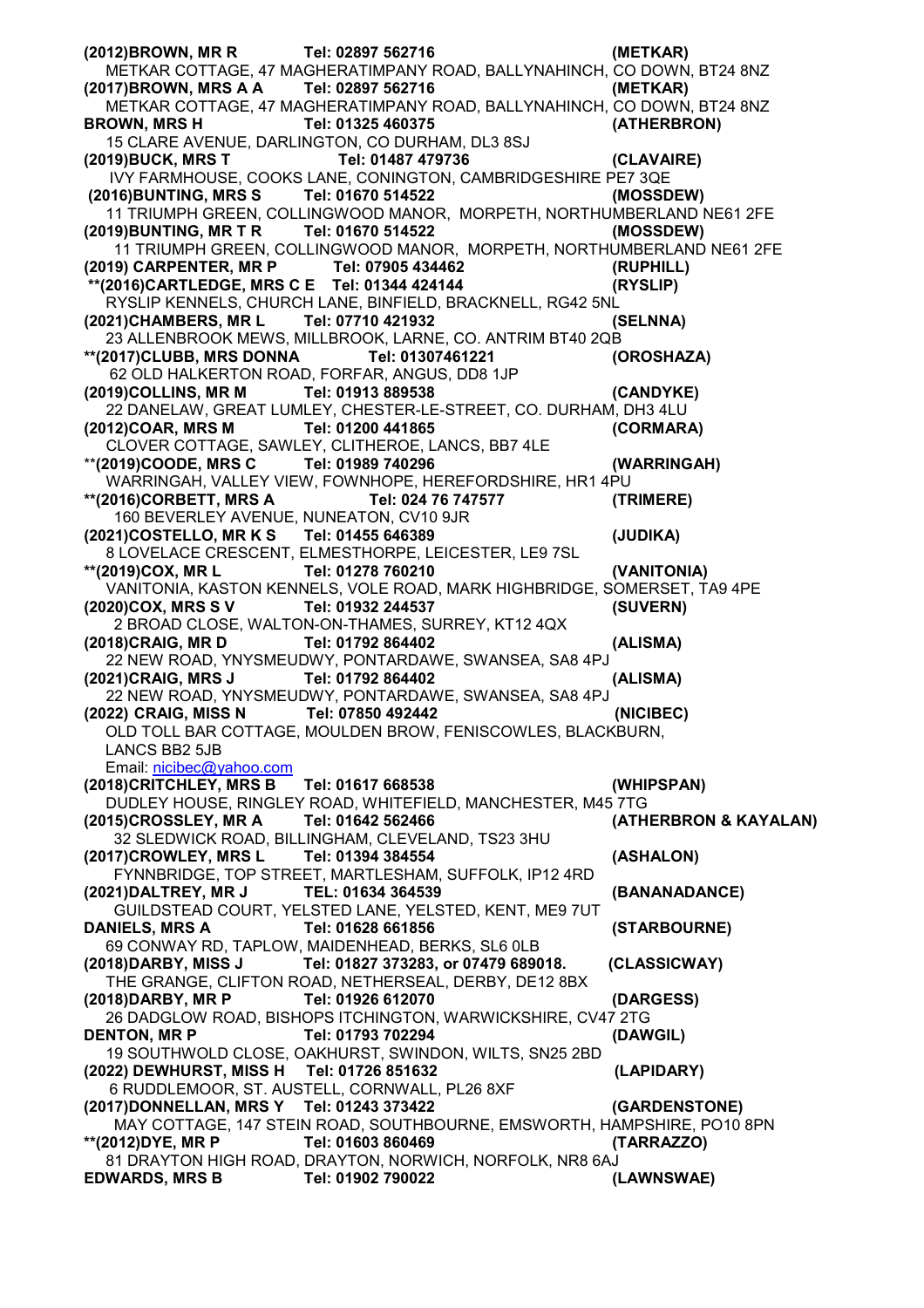**(2012)BROWN, MR R Tel: 02897 562716 (METKAR)**
METKAR COTTAGE, 47 MAGHERATIMPANY ROAD, BALLYNAHINCH, CO DOWN, BT24 8NZ

**(2017)BROWN, MRS A A Tel: 02897 562716 (METKAR)**
METKAR COTTAGE, 47 MAGHERATIMPANY ROAD, BALLYNAHINCH, CO DOWN, BT24 8NZ

**BROWN, MRS H Tel: 01325 460375 (ATHERBRON)**
15 CLARE AVENUE, DARLINGTON, CO DURHAM, DL3 8SJ

**(2019)BUCK, MRS T Tel: 01487 479736 (CLAVAIRE)**
IVY FARMHOUSE, COOKS LANE, CONINGTON, CAMBRIDGESHIRE PE7 3QE

**(2016)BUNTING, MRS S Tel: 01670 514522 (MOSSDEW)**
11 TRIUMPH GREEN, COLLINGWOOD MANOR, MORPETH, NORTHUMBERLAND NE61 2FE

**(2019)BUNTING, MR T R Tel: 01670 514522 (MOSSDEW)**
11 TRIUMPH GREEN, COLLINGWOOD MANOR, MORPETH, NORTHUMBERLAND NE61 2FE

**(2019) CARPENTER, MR P Tel: 07905 434462 (RUPHILL)**

**\*\*(2016)CARTLEDGE, MRS C E Tel: 01344 424144 (RYSLIP)**
RYSLIP KENNELS, CHURCH LANE, BINFIELD, BRACKNELL, RG42 5NL

**(2021)CHAMBERS, MR L Tel: 07710 421932 (SELNNA)**
23 ALLENBROOK MEWS, MILLBROOK, LARNE, CO. ANTRIM BT40 2QB

**\*\*(2017)CLUBB, MRS DONNA Tel: 01307461221 (OROSHAZA)**
62 OLD HALKERTON ROAD, FORFAR, ANGUS, DD8 1JP

**(2019)COLLINS, MR M Tel: 01913 889538 (CANDYKE)**
22 DANELAW, GREAT LUMLEY, CHESTER-LE-STREET, CO. DURHAM, DH3 4LU

**(2012)COAR, MRS M Tel: 01200 441865 (CORMARA)**
CLOVER COTTAGE, SAWLEY, CLITHEROE, LANCS, BB7 4LE

**\*\*(2019)COODE, MRS C Tel: 01989 740296 (WARRINGAH)**
WARRINGAH, VALLEY VIEW, FOWNHOPE, HEREFORDSHIRE, HR1 4PU

**\*\*(2016)CORBETT, MRS A Tel: 024 76 747577 (TRIMERE)**
160 BEVERLEY AVENUE, NUNEATON, CV10 9JR

**(2021)COSTELLO, MR K S Tel: 01455 646389 (JUDIKA)**
8 LOVELACE CRESCENT, ELMESTHORPE, LEICESTER, LE9 7SL

**\*\*(2019)COX, MR L Tel: 01278 760210 (VANITONIA)**
VANITONIA, KASTON KENNELS, VOLE ROAD, MARK HIGHBRIDGE, SOMERSET, TA9 4PE

**(2020)COX, MRS S V Tel: 01932 244537 (SUVERN)**
2 BROAD CLOSE, WALTON-ON-THAMES, SURREY, KT12 4QX

**(2018)CRAIG, MR D Tel: 01792 864402 (ALISMA)**
22 NEW ROAD, YNYSMEUDWY, PONTARDAWE, SWANSEA, SA8 4PJ

**(2021)CRAIG, MRS J Tel: 01792 864402 (ALISMA)**
22 NEW ROAD, YNYSMEUDWY, PONTARDAWE, SWANSEA, SA8 4PJ

**(2022) CRAIG, MISS N Tel: 07850 492442 (NICIBEC)**
OLD TOLL BAR COTTAGE, MOULDEN BROW, FENISCOWLES, BLACKBURN, LANCS BB2 5JB
Email: nicibec@yahoo.com

**(2018)CRITCHLEY, MRS B Tel: 01617 668538 (WHIPSPAN)**
DUDLEY HOUSE, RINGLEY ROAD, WHITEFIELD, MANCHESTER, M45 7TG

**(2015)CROSSLEY, MR A Tel: 01642 562466 (ATHERBRON & KAYALAN)**
32 SLEDWICK ROAD, BILLINGHAM, CLEVELAND, TS23 3HU

**(2017)CROWLEY, MRS L Tel: 01394 384554 (ASHALON)**
FYNNBRIDGE, TOP STREET, MARTLESHAM, SUFFOLK, IP12 4RD

**(2021)DALTREY, MR J TEL: 01634 364539 (BANANADANCE)**
GUILDSTEAD COURT, YELSTED LANE, YELSTED, KENT, ME9 7UT

**DANIELS, MRS A Tel: 01628 661856 (STARBOURNE)**
69 CONWAY RD, TAPLOW, MAIDENHEAD, BERKS, SL6 0LB

**(2018)DARBY, MISS J Tel: 01827 373283, or 07479 689018. (CLASSICWAY)**
THE GRANGE, CLIFTON ROAD, NETHERSEAL, DERBY, DE12 8BX

**(2018)DARBY, MR P Tel: 01926 612070 (DARGESS)**
26 DADGLOW ROAD, BISHOPS ITCHINGTON, WARWICKSHIRE, CV47 2TG

**DENTON, MR P Tel: 01793 702294 (DAWGIL)**
19 SOUTHWOLD CLOSE, OAKHURST, SWINDON, WILTS, SN25 2BD

**(2022) DEWHURST, MISS H Tel: 01726 851632 (LAPIDARY)**
6 RUDDLEMOOR, ST. AUSTELL, CORNWALL, PL26 8XF

**(2017)DONNELLAN, MRS Y Tel: 01243 373422 (GARDENSTONE)**
MAY COTTAGE, 147 STEIN ROAD, SOUTHBOURNE, EMSWORTH, HAMPSHIRE, PO10 8PN

**\*\*(2012)DYE, MR P Tel: 01603 860469 (TARRAZZO)**
81 DRAYTON HIGH ROAD, DRAYTON, NORWICH, NORFOLK, NR8 6AJ

**EDWARDS, MRS B Tel: 01902 790022 (LAWNSWAE)**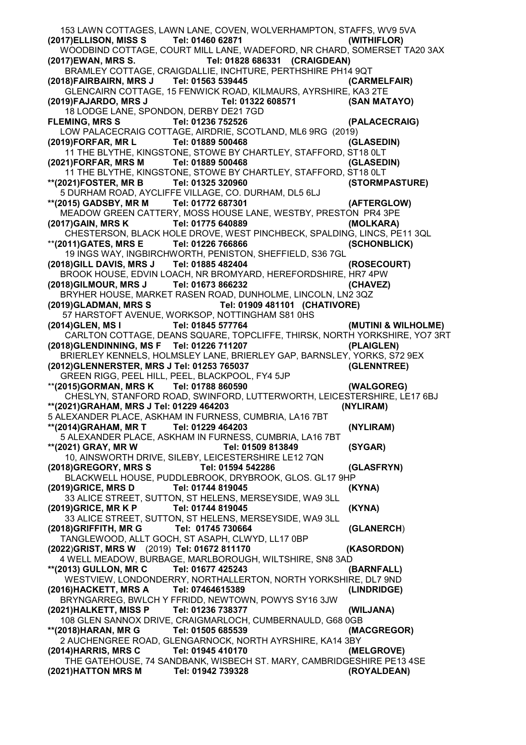153 LAWN COTTAGES, LAWN LANE, COVEN, WOLVERHAMPTON, STAFFS, WV9 5VA

**(2017)ELLISON, MISS S Tel: 01460 62871 (WITHIFLOR)**
WOODBIND COTTAGE, COURT MILL LANE, WADEFORD, NR CHARD, SOMERSET TA20 3AX

**(2017)EWAN, MRS S. Tel: 01828 686331 (CRAIGDEAN)**
BRAMLEY COTTAGE, CRAIGDALLIE, INCHTURE, PERTHSHIRE PH14 9QT

**(2018)FAIRBAIRN, MRS J Tel: 01563 539445 (CARMELFAIR)**
GLENCAIRN COTTAGE, 15 FENWICK ROAD, KILMAURS, AYRSHIRE, KA3 2TE

**(2019)FAJARDO, MRS J Tel: 01322 608571 (SAN MATAYO)**
18 LODGE LANE, SPONDON, DERBY DE21 7GD

**FLEMING, MRS S Tel: 01236 752526 (PALACECRAIG)**
LOW PALACECRAIG COTTAGE, AIRDRIE, SCOTLAND, ML6 9RG (2019)

**(2019)FORFAR, MR L Tel: 01889 500468 (GLASEDIN)**
11 THE BLYTHE, KINGSTONE, STOWE BY CHARTLEY, STAFFORD, ST18 0LT

**(2021)FORFAR, MRS M Tel: 01889 500468 (GLASEDIN)**
11 THE BLYTHE, KINGSTONE, STOWE BY CHARTLEY, STAFFORD, ST18 0LT

**\*\*(2021)FOSTER, MR B Tel: 01325 320960 (STORMPASTURE)**
5 DURHAM ROAD, AYCLIFFE VILLAGE, CO. DURHAM, DL5 6LJ

**\*\*(2015) GADSBY, MR M Tel: 01772 687301 (AFTERGLOW)**
MEADOW GREEN CATTERY, MOSS HOUSE LANE, WESTBY, PRESTON PR4 3PE

**(2017)GAIN, MRS K Tel: 01775 640889 (MOLKARA)**
CHESTERSON, BLACK HOLE DROVE, WEST PINCHBECK, SPALDING, LINCS, PE11 3QL

\*\***(2011)GATES, MRS E Tel: 01226 766866 (SCHONBLICK)**
19 INGS WAY, INGBIRCHWORTH, PENISTON, SHEFFIELD, S36 7GL

**(2018)GILL DAVIS, MRS J Tel: 01885 482404 (ROSECOURT)**
BROOK HOUSE, EDVIN LOACH, NR BROMYARD, HEREFORDSHIRE, HR7 4PW

**(2018)GILMOUR, MRS J Tel: 01673 866232 (CHAVEZ)**
BRYHER HOUSE, MARKET RASEN ROAD, DUNHOLME, LINCOLN, LN2 3QZ

**(2019)GLADMAN, MRS S Tel: 01909 481101 (CHATIVORE)**
57 HARSTOFT AVENUE, WORKSOP, NOTTINGHAM S81 0HS

**(2014)GLEN, MS I Tel: 01845 577764 (MUTINI & WILHOLME)**
CARLTON COTTAGE, DEANS SQUARE, TOPCLIFFE, THIRSK, NORTH YORKSHIRE, YO7 3RT

**(2018)GLENDINNING, MS F Tel: 01226 711207 (PLAIGLEN)**
BRIERLEY KENNELS, HOLMSLEY LANE, BRIERLEY GAP, BARNSLEY, YORKS, S72 9EX

**(2012)GLENNERSTER, MRS J Tel: 01253 765037 (GLENNTREE)**
GREEN RIGG, PEEL HILL, PEEL, BLACKPOOL, FY4 5JP

\*\***(2015)GORMAN, MRS K Tel: 01788 860590 (WALGOREG)**
CHESLYN, STANFORD ROAD, SWINFORD, LUTTERWORTH, LEICESTERSHIRE, LE17 6BJ

**\*\*(2021)GRAHAM, MRS J Tel: 01229 464203 (NYLIRAM)**
5 ALEXANDER PLACE, ASKHAM IN FURNESS, CUMBRIA, LA16 7BT

**\*\*(2014)GRAHAM, MR T Tel: 01229 464203 (NYLIRAM)**
5 ALEXANDER PLACE, ASKHAM IN FURNESS, CUMBRIA, LA16 7BT

**\*\*(2021) GRAY, MR W Tel: 01509 813849 (SYGAR)**
10, AINSWORTH DRIVE, SILEBY, LEICESTERSHIRE LE12 7QN

**(2018)GREGORY, MRS S Tel: 01594 542286 (GLASFRYN)**
BLACKWELL HOUSE, PUDDLEBROOK, DRYBROOK, GLOS. GL17 9HP

**(2019)GRICE, MRS D Tel: 01744 819045 (KYNA)**
33 ALICE STREET, SUTTON, ST HELENS, MERSEYSIDE, WA9 3LL

**(2019)GRICE, MR K P Tel: 01744 819045 (KYNA)**
33 ALICE STREET, SUTTON, ST HELENS, MERSEYSIDE, WA9 3LL

**(2018)GRIFFITH, MR G Tel: 01745 730664 (GLANERCH)**
TANGLEWOOD, ALLT GOCH, ST ASAPH, CLWYD, LL17 0BP

**(2022)GRIST, MRS W** (2019) **Tel: 01672 811170 (KASORDON)**
4 WELL MEADOW, BURBAGE, MARLBOROUGH, WILTSHIRE, SN8 3AD

**\*\*(2013) GULLON, MR C Tel: 01677 425243 (BARNFALL)**
WESTVIEW, LONDONDERRY, NORTHALLERTON, NORTH YORKSHIRE, DL7 9ND

**(2016)HACKETT, MRS A Tel: 07464615389 (LINDRIDGE)**
BRYNGARREG, BWLCH Y FFRIDD, NEWTOWN, POWYS SY16 3JW

**(2021)HALKETT, MISS P Tel: 01236 738377 (WILJANA)**
108 GLEN SANNOX DRIVE, CRAIGMARLOCH, CUMBERNAULD, G68 0GB

**\*\*(2018)HARAN, MR G Tel: 01505 685539 (MACGREGOR)**
2 AUCHENGREE ROAD, GLENGARNOCK, NORTH AYRSHIRE, KA14 3BY

**(2014)HARRIS, MRS C Tel: 01945 410170 (MELGROVE)**
THE GATEHOUSE, 74 SANDBANK, WISBECH ST. MARY, CAMBRIDGESHIRE PE13 4SE

**(2021)HATTON MRS M Tel: 01942 739328 (ROYALDEAN)**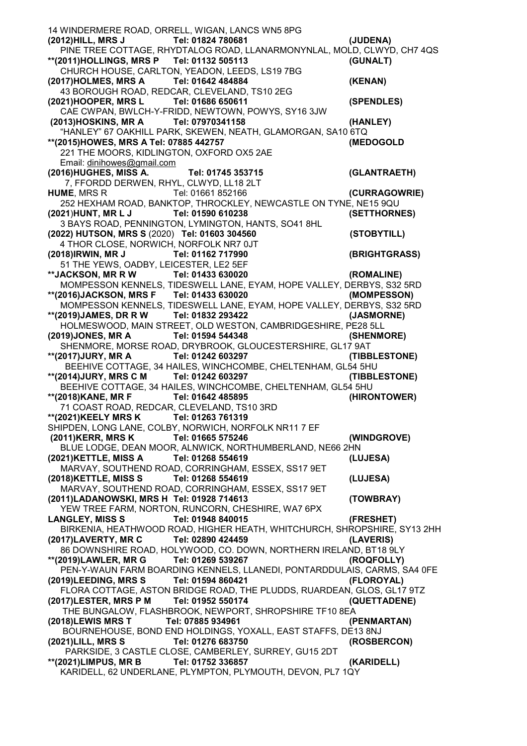14 WINDERMERE ROAD, ORRELL, WIGAN, LANCS WN5 8PG

**(2012)HILL, MRS J Tel: 01824 780681 (JUDENA)**
PINE TREE COTTAGE, RHYDTALOG ROAD, LLANARMONYNLAL, MOLD, CLWYD, CH7 4QS

****(2011)HOLLINGS, MRS P Tel: 01132 505113 (GUNALT)**
CHURCH HOUSE, CARLTON, YEADON, LEEDS, LS19 7BG

**(2017)HOLMES, MRS A Tel: 01642 484884 (KENAN)**
43 BOROUGH ROAD, REDCAR, CLEVELAND, TS10 2EG

**(2021)HOOPER, MRS L Tel: 01686 650611 (SPENDLES)**
CAE CWPAN, BWLCH-Y-FRIDD, NEWTOWN, POWYS, SY16 3JW

**(2013)HOSKINS, MR A Tel: 07970341158 (HANLEY)**
"HANLEY" 67 OAKHILL PARK, SKEWEN, NEATH, GLAMORGAN, SA10 6TQ

****(2015)HOWES, MRS A Tel: 07885 442757 (MEDOGOLD**
221 THE MOORS, KIDLINGTON, OXFORD OX5 2AE
Email: dinihowes@gmail.com

**(2016)HUGHES, MISS A. Tel: 01745 353715 (GLANTRAETH)**
7, FFORDD DERWEN, RHYL, CLWYD, LL18 2LT

**HUME**, MRS R Tel: 01661 852166 **(CURRAGOWRIE)**
252 HEXHAM ROAD, BANKTOP, THROCKLEY, NEWCASTLE ON TYNE, NE15 9QU

**(2021)HUNT, MR L J Tel: 01590 610238 (SETTHORNES)**
3 BAYS ROAD, PENNINGTON, LYMINGTON, HANTS, SO41 8HL

**(2022) HUTSON, MRS S** (2020) **Tel: 01603 304560 (STOBYTILL)**
4 THOR CLOSE, NORWICH, NORFOLK NR7 0JT

**(2018)IRWIN, MR J Tel: 01162 717990 (BRIGHTGRASS)**
51 THE YEWS, OADBY, LEICESTER, LE2 5EF

****JACKSON, MR R W Tel: 01433 630020 (ROMALINE)**
MOMPESSON KENNELS, TIDESWELL LANE, EYAM, HOPE VALLEY, DERBYS, S32 5RD

****(2016)JACKSON, MRS F Tel: 01433 630020 (MOMPESSON)**
MOMPESSON KENNELS, TIDESWELL LANE, EYAM, HOPE VALLEY, DERBYS, S32 5RD

****(2019)JAMES, DR R W Tel: 01832 293422 (JASMORNE)**
HOLMESWOOD, MAIN STREET, OLD WESTON, CAMBRIDGESHIRE, PE28 5LL

**(2019)JONES, MR A Tel: 01594 544348 (SHENMORE)**
SHENMORE, MORSE ROAD, DRYBROOK, GLOUCESTERSHIRE, GL17 9AT

****(2017)JURY, MR A Tel: 01242 603297 (TIBBLESTONE)**
BEEHIVE COTTAGE, 34 HAILES, WINCHCOMBE, CHELTENHAM, GL54 5HU

****(2014)JURY, MRS C M Tel: 01242 603297 (TIBBLESTONE)**
BEEHIVE COTTAGE, 34 HAILES, WINCHCOMBE, CHELTENHAM, GL54 5HU

****(2018)KANE, MR F Tel: 01642 485895 (HIRONTOWER)**
71 COAST ROAD, REDCAR, CLEVELAND, TS10 3RD

****(2021)KEELY MRS K Tel: 01263 761319**
SHIPDEN, LONG LANE, COLBY, NORWICH, NORFOLK NR11 7 EF

**(2011)KERR, MRS K Tel: 01665 575246 (WINDGROVE)**
BLUE LODGE, DEAN MOOR, ALNWICK, NORTHUMBERLAND, NE66 2HN

**(2021)KETTLE, MISS A Tel: 01268 554619 (LUJESA)**
MARVAY, SOUTHEND ROAD, CORRINGHAM, ESSEX, SS17 9ET

**(2018)KETTLE, MISS S Tel: 01268 554619 (LUJESA)**
MARVAY, SOUTHEND ROAD, CORRINGHAM, ESSEX, SS17 9ET

**(2011)LADANOWSKI, MRS H Tel: 01928 714613 (TOWBRAY)**
YEW TREE FARM, NORTON, RUNCORN, CHESHIRE, WA7 6PX

**LANGLEY, MISS S Tel: 01948 840015 (FRESHET)**
BIRKENIA, HEATHWOOD ROAD, HIGHER HEATH, WHITCHURCH, SHROPSHIRE, SY13 2HH

**(2017)LAVERTY, MR C Tel: 02890 424459 (LAVERIS)**
86 DOWNSHIRE ROAD, HOLYWOOD, CO. DOWN, NORTHERN IRELAND, BT18 9LY

****(2019)LAWLER, MR G Tel: 01269 539267 (ROQFOLLY)**
PEN-Y-WAUN FARM BOARDING KENNELS, LLANEDI, PONTARDDULAIS, CARMS, SA4 0FE

**(2019)LEEDING, MRS S Tel: 01594 860421 (FLOROYAL)**
FLORA COTTAGE, ASTON BRIDGE ROAD, THE PLUDDS, RUARDEAN, GLOS, GL17 9TZ

**(2017)LESTER, MRS P M Tel: 01952 550174 (QUETTADENE)**
THE BUNGALOW, FLASHBROOK, NEWPORT, SHROPSHIRE TF10 8EA

**(2018)LEWIS MRS T Tel: 07885 934961 (PENMARTAN)**
BOURNEHOUSE, BOND END HOLDINGS, YOXALL, EAST STAFFS, DE13 8NJ

**(2021)LILL, MRS S Tel: 01276 683750 (ROSBERCON)**
PARKSIDE, 3 CASTLE CLOSE, CAMBERLEY, SURREY, GU15 2DT

****(2021)LIMPUS, MR B Tel: 01752 336857 (KARIDELL)**
KARIDELL, 62 UNDERLANE, PLYMPTON, PLYMOUTH, DEVON, PL7 1QY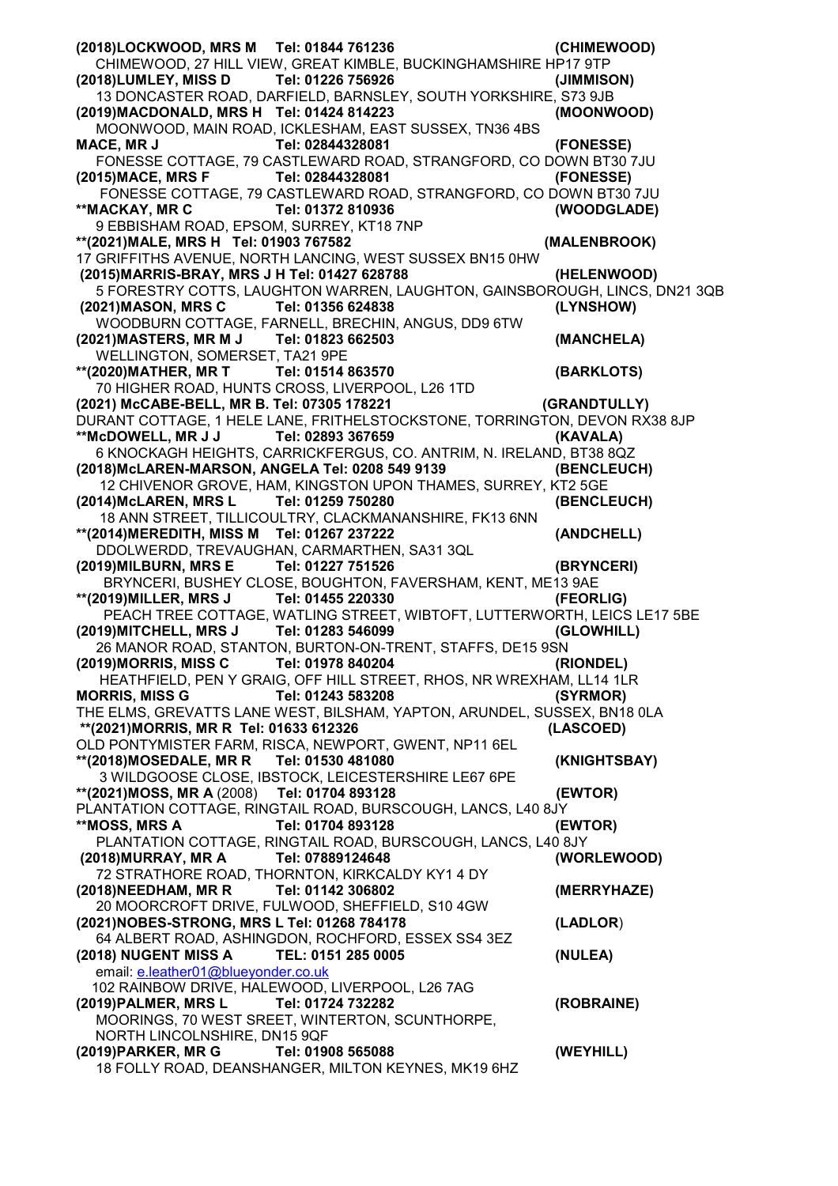**(2018)LOCKWOOD, MRS M Tel: 01844 761236 (CHIMEWOOD)**
CHIMEWOOD, 27 HILL VIEW, GREAT KIMBLE, BUCKINGHAMSHIRE HP17 9TP

**(2018)LUMLEY, MISS D Tel: 01226 756926 (JIMMISON)**
13 DONCASTER ROAD, DARFIELD, BARNSLEY, SOUTH YORKSHIRE, S73 9JB

**(2019)MACDONALD, MRS H Tel: 01424 814223 (MOONWOOD)**
MOONWOOD, MAIN ROAD, ICKLESHAM, EAST SUSSEX, TN36 4BS

**MACE, MR J Tel: 02844328081 (FONESSE)**
FONESSE COTTAGE, 79 CASTLEWARD ROAD, STRANGFORD, CO DOWN BT30 7JU

**(2015)MACE, MRS F Tel: 02844328081 (FONESSE)**
FONESSE COTTAGE, 79 CASTLEWARD ROAD, STRANGFORD, CO DOWN BT30 7JU

****MACKAY, MR C Tel: 01372 810936 (WOODGLADE)**
9 EBBISHAM ROAD, EPSOM, SURREY, KT18 7NP

****(2021)MALE, MRS H Tel: 01903 767582 (MALENBROOK)**
17 GRIFFITHS AVENUE, NORTH LANCING, WEST SUSSEX BN15 0HW

**(2015)MARRIS-BRAY, MRS J H Tel: 01427 628788 (HELENWOOD)**
5 FORESTRY COTTS, LAUGHTON WARREN, LAUGHTON, GAINSBOROUGH, LINCS, DN21 3QB

**(2021)MASON, MRS C Tel: 01356 624838 (LYNSHOW)**
WOODBURN COTTAGE, FARNELL, BRECHIN, ANGUS, DD9 6TW

**(2021)MASTERS, MR M J Tel: 01823 662503 (MANCHELA)**
WELLINGTON, SOMERSET, TA21 9PE

****(2020)MATHER, MR T Tel: 01514 863570 (BARKLOTS)**
70 HIGHER ROAD, HUNTS CROSS, LIVERPOOL, L26 1TD

**(2021) McCABE-BELL, MR B. Tel: 07305 178221 (GRANDTULLY)**
DURANT COTTAGE, 1 HELE LANE, FRITHELSTOCKSTONE, TORRINGTON, DEVON RX38 8JP

****McDOWELL, MR J J Tel: 02893 367659 (KAVALA)**
6 KNOCKAGH HEIGHTS, CARRICKFERGUS, CO. ANTRIM, N. IRELAND, BT38 8QZ

**(2018)McLAREN-MARSON, ANGELA Tel: 0208 549 9139 (BENCLEUCH)**
12 CHIVENOR GROVE, HAM, KINGSTON UPON THAMES, SURREY, KT2 5GE

**(2014)McLAREN, MRS L Tel: 01259 750280 (BENCLEUCH)**
18 ANN STREET, TILLICOULTRY, CLACKMANANSHIRE, FK13 6NN

****(2014)MEREDITH, MISS M Tel: 01267 237222 (ANDCHELL)**
DDOLWERDD, TREVAUGHAN, CARMARTHEN, SA31 3QL

**(2019)MILBURN, MRS E Tel: 01227 751526 (BRYNCERI)**
BRYNCERI, BUSHEY CLOSE, BOUGHTON, FAVERSHAM, KENT, ME13 9AE

****(2019)MILLER, MRS J Tel: 01455 220330 (FEORLIG)**
PEACH TREE COTTAGE, WATLING STREET, WIBTOFT, LUTTERWORTH, LEICS LE17 5BE

**(2019)MITCHELL, MRS J Tel: 01283 546099 (GLOWHILL)**
26 MANOR ROAD, STANTON, BURTON-ON-TRENT, STAFFS, DE15 9SN

**(2019)MORRIS, MISS C Tel: 01978 840204 (RIONDEL)**
HEATHFIELD, PEN Y GRAIG, OFF HILL STREET, RHOS, NR WREXHAM, LL14 1LR

**MORRIS, MISS G Tel: 01243 583208 (SYRMOR)**
THE ELMS, GREVATTS LANE WEST, BILSHAM, YAPTON, ARUNDEL, SUSSEX, BN18 0LA

****(2021)MORRIS, MR R Tel: 01633 612326 (LASCOED)**
OLD PONTYMISTER FARM, RISCA, NEWPORT, GWENT, NP11 6EL

****(2018)MOSEDALE, MR R Tel: 01530 481080 (KNIGHTSBAY)**
3 WILDGOOSE CLOSE, IBSTOCK, LEICESTERSHIRE LE67 6PE

****(2021)MOSS, MR A** (2008) **Tel: 01704 893128 (EWTOR)**
PLANTATION COTTAGE, RINGTAIL ROAD, BURSCOUGH, LANCS, L40 8JY

****MOSS, MRS A Tel: 01704 893128 (EWTOR)**
PLANTATION COTTAGE, RINGTAIL ROAD, BURSCOUGH, LANCS, L40 8JY

**(2018)MURRAY, MR A Tel: 07889124648 (WORLEWOOD)**
72 STRATHORE ROAD, THORNTON, KIRKCALDY KY1 4 DY

**(2018)NEEDHAM, MR R Tel: 01142 306802 (MERRYHAZE)**
20 MOORCROFT DRIVE, FULWOOD, SHEFFIELD, S10 4GW

**(2021)NOBES-STRONG, MRS L Tel: 01268 784178 (LADLOR)**
64 ALBERT ROAD, ASHINGDON, ROCHFORD, ESSEX SS4 3EZ

**(2018) NUGENT MISS A TEL: 0151 285 0005 (NULEA)**
email: e.leather01@blueyonder.co.uk
102 RAINBOW DRIVE, HALEWOOD, LIVERPOOL, L26 7AG

**(2019)PALMER, MRS L Tel: 01724 732282 (ROBRAINE)**
MOORINGS, 70 WEST SREET, WINTERTON, SCUNTHORPE, NORTH LINCOLNSHIRE, DN15 9QF

**(2019)PARKER, MR G Tel: 01908 565088 (WEYHILL)**
18 FOLLY ROAD, DEANSHANGER, MILTON KEYNES, MK19 6HZ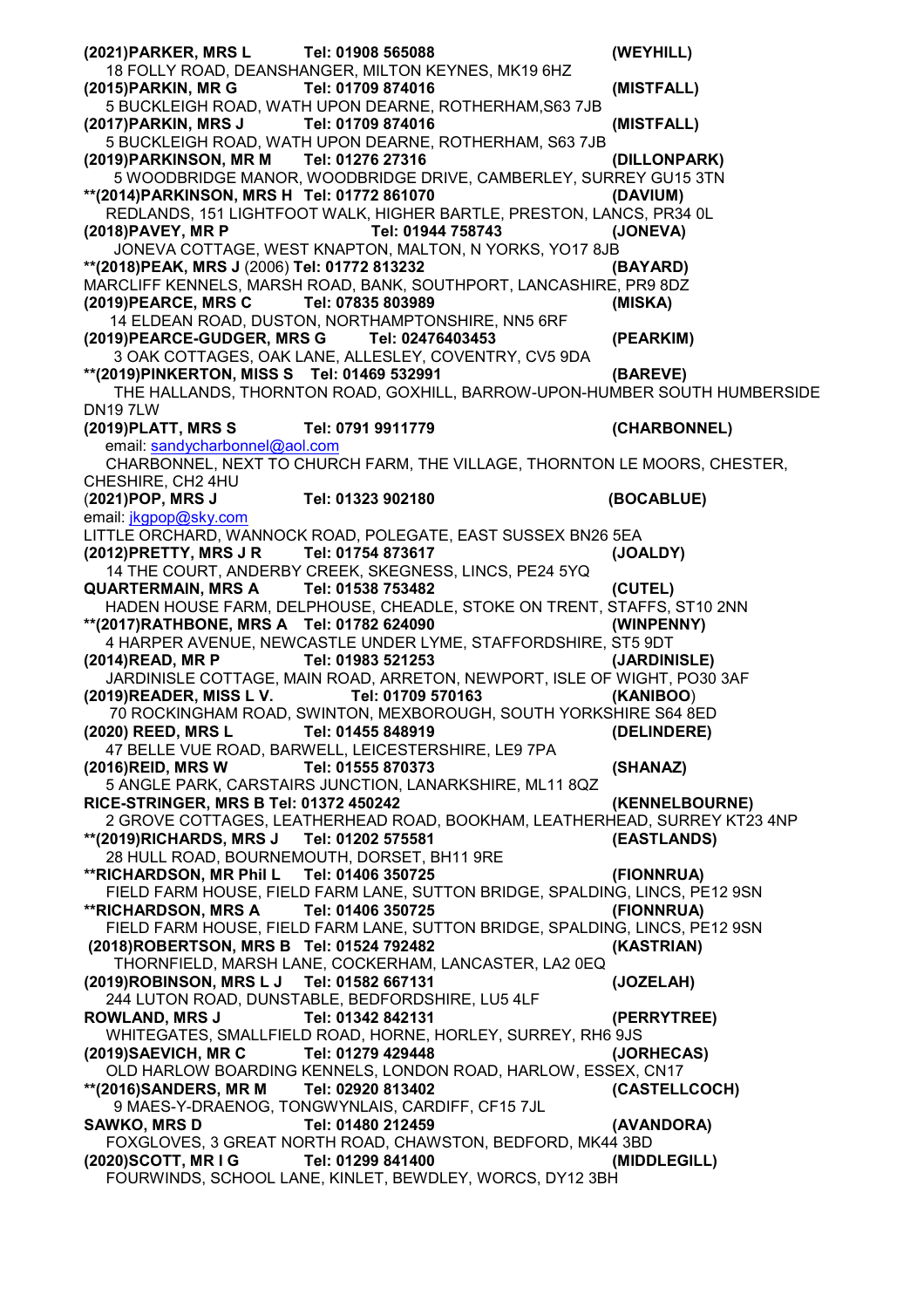**(2021)PARKER, MRS L Tel: 01908 565088 (WEYHILL)**
18 FOLLY ROAD, DEANSHANGER, MILTON KEYNES, MK19 6HZ
**(2015)PARKIN, MR G Tel: 01709 874016 (MISTFALL)**
5 BUCKLEIGH ROAD, WATH UPON DEARNE, ROTHERHAM,S63 7JB
**(2017)PARKIN, MRS J Tel: 01709 874016 (MISTFALL)**
5 BUCKLEIGH ROAD, WATH UPON DEARNE, ROTHERHAM, S63 7JB
**(2019)PARKINSON, MR M Tel: 01276 27316 (DILLONPARK)**
5 WOODBRIDGE MANOR, WOODBRIDGE DRIVE, CAMBERLEY, SURREY GU15 3TN
**\*\*(2014)PARKINSON, MRS H Tel: 01772 861070 (DAVIUM)**
REDLANDS, 151 LIGHTFOOT WALK, HIGHER BARTLE, PRESTON, LANCS, PR34 0L
**(2018)PAVEY, MR P Tel: 01944 758743 (JONEVA)**
JONEVA COTTAGE, WEST KNAPTON, MALTON, N YORKS, YO17 8JB
**\*\*(2018)PEAK, MRS J** (2006) **Tel: 01772 813232 (BAYARD)**
MARCLIFF KENNELS, MARSH ROAD, BANK, SOUTHPORT, LANCASHIRE, PR9 8DZ
**(2019)PEARCE, MRS C Tel: 07835 803989 (MISKA)**
14 ELDEAN ROAD, DUSTON, NORTHAMPTONSHIRE, NN5 6RF
**(2019)PEARCE-GUDGER, MRS G Tel: 02476403453 (PEARKIM)**
3 OAK COTTAGES, OAK LANE, ALLESLEY, COVENTRY, CV5 9DA
**\*\*(2019)PINKERTON, MISS S Tel: 01469 532991 (BAREVE)**
THE HALLANDS, THORNTON ROAD, GOXHILL, BARROW-UPON-HUMBER SOUTH HUMBERSIDE DN19 7LW
**(2019)PLATT, MRS S Tel: 0791 9911779 (CHARBONNEL)**
email: sandycharbonnel@aol.com
CHARBONNEL, NEXT TO CHURCH FARM, THE VILLAGE, THORNTON LE MOORS, CHESTER, CHESHIRE, CH2 4HU
(**2021)POP, MRS J Tel: 01323 902180 (BOCABLUE)**
email: jkgpop@sky.com
LITTLE ORCHARD, WANNOCK ROAD, POLEGATE, EAST SUSSEX BN26 5EA
**(2012)PRETTY, MRS J R Tel: 01754 873617 (JOALDY)**
14 THE COURT, ANDERBY CREEK, SKEGNESS, LINCS, PE24 5YQ
**QUARTERMAIN, MRS A Tel: 01538 753482 (CUTEL)**
HADEN HOUSE FARM, DELPHOUSE, CHEADLE, STOKE ON TRENT, STAFFS, ST10 2NN
**\*\*(2017)RATHBONE, MRS A Tel: 01782 624090 (WINPENNY)**
4 HARPER AVENUE, NEWCASTLE UNDER LYME, STAFFORDSHIRE, ST5 9DT
**(2014)READ, MR P Tel: 01983 521253 (JARDINISLE)**
JARDINISLE COTTAGE, MAIN ROAD, ARRETON, NEWPORT, ISLE OF WIGHT, PO30 3AF
**(2019)READER, MISS L V. Tel: 01709 570163 (KANIBOO**)
70 ROCKINGHAM ROAD, SWINTON, MEXBOROUGH, SOUTH YORKSHIRE S64 8ED
**(2020) REED, MRS L Tel: 01455 848919 (DELINDERE)**
47 BELLE VUE ROAD, BARWELL, LEICESTERSHIRE, LE9 7PA
**(2016)REID, MRS W Tel: 01555 870373 (SHANAZ)**
5 ANGLE PARK, CARSTAIRS JUNCTION, LANARKSHIRE, ML11 8QZ
**RICE-STRINGER, MRS B Tel: 01372 450242 (KENNELBOURNE)**
2 GROVE COTTAGES, LEATHERHEAD ROAD, BOOKHAM, LEATHERHEAD, SURREY KT23 4NP
**\*\*(2019)RICHARDS, MRS J Tel: 01202 575581 (EASTLANDS)**
28 HULL ROAD, BOURNEMOUTH, DORSET, BH11 9RE
**\*\*RICHARDSON, MR Phil L Tel: 01406 350725 (FIONNRUA)**
FIELD FARM HOUSE, FIELD FARM LANE, SUTTON BRIDGE, SPALDING, LINCS, PE12 9SN
**\*\*RICHARDSON, MRS A Tel: 01406 350725 (FIONNRUA)**
FIELD FARM HOUSE, FIELD FARM LANE, SUTTON BRIDGE, SPALDING, LINCS, PE12 9SN
**(2018)ROBERTSON, MRS B Tel: 01524 792482 (KASTRIAN)**
THORNFIELD, MARSH LANE, COCKERHAM, LANCASTER, LA2 0EQ
**(2019)ROBINSON, MRS L J Tel: 01582 667131 (JOZELAH)**
244 LUTON ROAD, DUNSTABLE, BEDFORDSHIRE, LU5 4LF
**ROWLAND, MRS J Tel: 01342 842131 (PERRYTREE)**
WHITEGATES, SMALLFIELD ROAD, HORNE, HORLEY, SURREY, RH6 9JS
**(2019)SAEVICH, MR C Tel: 01279 429448 (JORHECAS)**
OLD HARLOW BOARDING KENNELS, LONDON ROAD, HARLOW, ESSEX, CN17
**\*\*(2016)SANDERS, MR M Tel: 02920 813402 (CASTELLCOCH)**
9 MAES-Y-DRAENOG, TONGWYNLAIS, CARDIFF, CF15 7JL
**SAWKO, MRS D Tel: 01480 212459 (AVANDORA)**
FOXGLOVES, 3 GREAT NORTH ROAD, CHAWSTON, BEDFORD, MK44 3BD
**(2020)SCOTT, MR I G Tel: 01299 841400 (MIDDLEGILL)**
FOURWINDS, SCHOOL LANE, KINLET, BEWDLEY, WORCS, DY12 3BH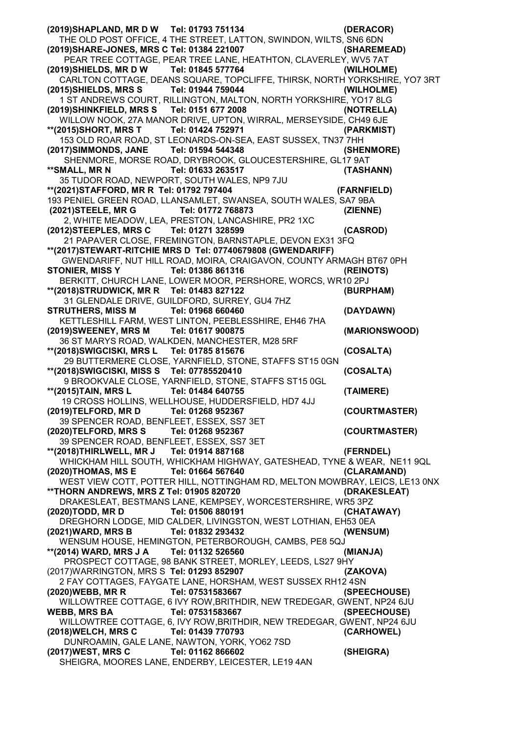**(2019)SHAPLAND, MR D W Tel: 01793 751134 (DERACOR)**
THE OLD POST OFFICE, 4 THE STREET, LATTON, SWINDON, WILTS, SN6 6DN
**(2019)SHARE-JONES, MRS C Tel: 01384 221007 (SHAREMEAD)**
PEAR TREE COTTAGE, PEAR TREE LANE, HEATHTON, CLAVERLEY, WV5 7AT
**(2019)SHIELDS, MR D W Tel: 01845 577764 (WILHOLME)**
CARLTON COTTAGE, DEANS SQUARE, TOPCLIFFE, THIRSK, NORTH YORKSHIRE, YO7 3RT
**(2015)SHIELDS, MRS S Tel: 01944 759044 (WILHOLME)**
1 ST ANDREWS COURT, RILLINGTON, MALTON, NORTH YORKSHIRE, YO17 8LG
**(2019)SHINKFIELD, MRS S Tel: 0151 677 2008 (NOTRELLA)**
WILLOW NOOK, 27A MANOR DRIVE, UPTON, WIRRAL, MERSEYSIDE, CH49 6JE
**\*\*(2015)SHORT, MRS T Tel: 01424 752971 (PARKMIST)**
153 OLD ROAR ROAD, ST LEONARDS-ON-SEA, EAST SUSSEX, TN37 7HH
**(2017)SIMMONDS, JANE Tel: 01594 544348 (SHENMORE)**
SHENMORE, MORSE ROAD, DRYBROOK, GLOUCESTERSHIRE, GL17 9AT
**\*\*SMALL, MR N Tel: 01633 263517 (TASHANN)**
35 TUDOR ROAD, NEWPORT, SOUTH WALES, NP9 7JU
**\*\*(2021)STAFFORD, MR R Tel: 01792 797404 (FARNFIELD)**
193 PENIEL GREEN ROAD, LLANSAMLET, SWANSEA, SOUTH WALES, SA7 9BA
**(2021)STEELE, MR G Tel: 01772 768873 (ZIENNE)**
2, WHITE MEADOW, LEA, PRESTON, LANCASHIRE, PR2 1XC
**(2012)STEEPLES, MRS C Tel: 01271 328599 (CASROD)**
21 PAPAVER CLOSE, FREMINGTON, BARNSTAPLE, DEVON EX31 3FQ
**\*\*(2017)STEWART-RITCHIE MRS D Tel: 07740679808 (GWENDARIFF)**
GWENDARIFF, NUT HILL ROAD, MOIRA, CRAIGAVON, COUNTY ARMAGH BT67 0PH
**STONIER, MISS Y Tel: 01386 861316 (REINOTS)**
BERKITT, CHURCH LANE, LOWER MOOR, PERSHORE, WORCS, WR10 2PJ
**\*\*(2018)STRUDWICK, MR R Tel: 01483 827122 (BURPHAM)**
31 GLENDALE DRIVE, GUILDFORD, SURREY, GU4 7HZ
**STRUTHERS, MISS M Tel: 01968 660460 (DAYDAWN)**
KETTLESHILL FARM, WEST LINTON, PEEBLESSHIRE, EH46 7HA
**(2019)SWEENEY, MRS M Tel: 01617 900875 (MARIONSWOOD)**
36 ST MARYS ROAD, WALKDEN, MANCHESTER, M28 5RF
**\*\*(2018)SWIGCISKI, MRS L Tel: 01785 815676 (COSALTA)**
29 BUTTERMERE CLOSE, YARNFIELD, STONE, STAFFS ST15 0GN
**\*\*(2018)SWIGCISKI, MISS S Tel: 07785520410 (COSALTA)**
9 BROOKVALE CLOSE, YARNFIELD, STONE, STAFFS ST15 0GL
**\*\*(2015)TAIN, MRS L Tel: 01484 640755 (TAIMERE)**
19 CROSS HOLLINS, WELLHOUSE, HUDDERSFIELD, HD7 4JJ
**(2019)TELFORD, MR D Tel: 01268 952367 (COURTMASTER)**
39 SPENCER ROAD, BENFLEET, ESSEX, SS7 3ET
**(2020)TELFORD, MRS S Tel: 01268 952367 (COURTMASTER)**
39 SPENCER ROAD, BENFLEET, ESSEX, SS7 3ET
**\*\*(2018)THIRLWELL, MR J Tel: 01914 887168 (FERNDEL)**
WHICKHAM HILL SOUTH, WHICKHAM HIGHWAY, GATESHEAD, TYNE & WEAR, NE11 9QL
**(2020)THOMAS, MS E Tel: 01664 567640 (CLARAMAND)**
WEST VIEW COTT, POTTER HILL, NOTTINGHAM RD, MELTON MOWBRAY, LEICS, LE13 0NX
**\*\*THORN ANDREWS, MRS Z Tel: 01905 820720 (DRAKESLEAT)**
DRAKESLEAT, BESTMANS LANE, KEMPSEY, WORCESTERSHIRE, WR5 3PZ
**(2020)TODD, MR D Tel: 01506 880191 (CHATAWAY)**
DREGHORN LODGE, MID CALDER, LIVINGSTON, WEST LOTHIAN, EH53 0EA
**(2021)WARD, MRS B Tel: 01832 293432 (WENSUM)**
WENSUM HOUSE, HEMINGTON, PETERBOROUGH, CAMBS, PE8 5QJ
**\*\*(2014) WARD, MRS J A Tel: 01132 526560 (MIANJA)**
PROSPECT COTTAGE, 98 BANK STREET, MORLEY, LEEDS, LS27 9HY
(2017)WARRINGTON, MRS S **Tel: 01293 852907 (ZAKOVA)**
2 FAY COTTAGES, FAYGATE LANE, HORSHAM, WEST SUSSEX RH12 4SN
**(2020)WEBB, MR R Tel: 07531583667 (SPEECHOUSE)**
WILLOWTREE COTTAGE, 6 IVY ROW,BRITHDIR, NEW TREDEGAR, GWENT, NP24 6JU
**WEBB, MRS BA Tel: 07531583667 (SPEECHOUSE)**
WILLOWTREE COTTAGE, 6, IVY ROW,BRITHDIR, NEW TREDEGAR, GWENT, NP24 6JU
**(2018)WELCH, MRS C Tel: 01439 770793 (CARHOWEL)**
DUNROAMIN, GALE LANE, NAWTON, YORK, YO62 7SD
**(2017)WEST, MRS C Tel: 01162 866602 (SHEIGRA)**
SHEIGRA, MOORES LANE, ENDERBY, LEICESTER, LE19 4AN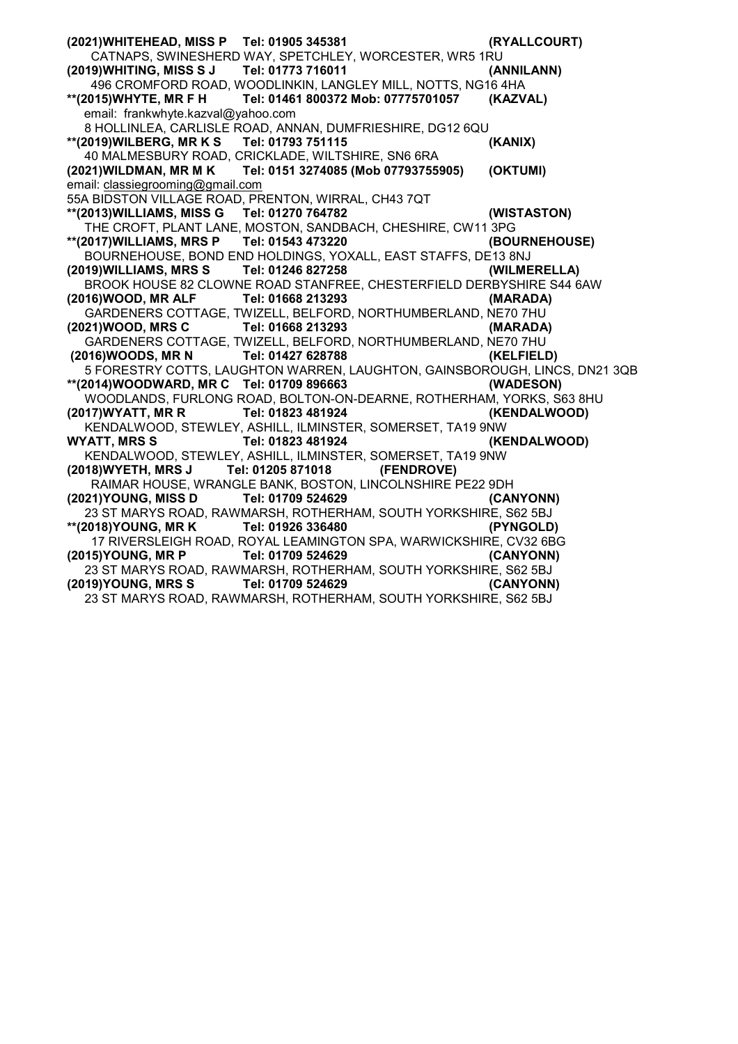**(2021)WHITEHEAD, MISS P Tel: 01905 345381 (RYALLCOURT)**
CATNAPS, SWINESHERD WAY, SPETCHLEY, WORCESTER, WR5 1RU

**(2019)WHITING, MISS S J Tel: 01773 716011 (ANNILANN)**
496 CROMFORD ROAD, WOODLINKIN, LANGLEY MILL, NOTTS, NG16 4HA

**\*\*(2015)WHYTE, MR F H Tel: 01461 800372 Mob: 07775701057 (KAZVAL)**
email: frankwhyte.kazval@yahoo.com
8 HOLLINLEA, CARLISLE ROAD, ANNAN, DUMFRIESHIRE, DG12 6QU

**\*\*(2019)WILBERG, MR K S Tel: 01793 751115 (KANIX)**
40 MALMESBURY ROAD, CRICKLADE, WILTSHIRE, SN6 6RA

**(2021)WILDMAN, MR M K Tel: 0151 3274085 (Mob 07793755905) (OKTUMI)**
email: classiegrooming@gmail.com
55A BIDSTON VILLAGE ROAD, PRENTON, WIRRAL, CH43 7QT

**\*\*(2013)WILLIAMS, MISS G Tel: 01270 764782 (WISTASTON)**
THE CROFT, PLANT LANE, MOSTON, SANDBACH, CHESHIRE, CW11 3PG

**\*\*(2017)WILLIAMS, MRS P Tel: 01543 473220 (BOURNEHOUSE)**
BOURNEHOUSE, BOND END HOLDINGS, YOXALL, EAST STAFFS, DE13 8NJ

**(2019)WILLIAMS, MRS S Tel: 01246 827258 (WILMERELLA)**
BROOK HOUSE 82 CLOWNE ROAD STANFREE, CHESTERFIELD DERBYSHIRE S44 6AW

**(2016)WOOD, MR ALF Tel: 01668 213293 (MARADA)**
GARDENERS COTTAGE, TWIZELL, BELFORD, NORTHUMBERLAND, NE70 7HU

**(2021)WOOD, MRS C Tel: 01668 213293 (MARADA)**
GARDENERS COTTAGE, TWIZELL, BELFORD, NORTHUMBERLAND, NE70 7HU

**(2016)WOODS, MR N Tel: 01427 628788 (KELFIELD)**
5 FORESTRY COTTS, LAUGHTON WARREN, LAUGHTON, GAINSBOROUGH, LINCS, DN21 3QB

**\*\*(2014)WOODWARD, MR C Tel: 01709 896663 (WADESON)**
WOODLANDS, FURLONG ROAD, BOLTON-ON-DEARNE, ROTHERHAM, YORKS, S63 8HU

**(2017)WYATT, MR R Tel: 01823 481924 (KENDALWOOD)**
KENDALWOOD, STEWLEY, ASHILL, ILMINSTER, SOMERSET, TA19 9NW

**WYATT, MRS S Tel: 01823 481924 (KENDALWOOD)**
KENDALWOOD, STEWLEY, ASHILL, ILMINSTER, SOMERSET, TA19 9NW

**(2018)WYETH, MRS J Tel: 01205 871018 (FENDROVE)**
RAIMAR HOUSE, WRANGLE BANK, BOSTON, LINCOLNSHIRE PE22 9DH

**(2021)YOUNG, MISS D Tel: 01709 524629 (CANYONN)**
23 ST MARYS ROAD, RAWMARSH, ROTHERHAM, SOUTH YORKSHIRE, S62 5BJ

**\*\*(2018)YOUNG, MR K Tel: 01926 336480 (PYNGOLD)**
17 RIVERSLEIGH ROAD, ROYAL LEAMINGTON SPA, WARWICKSHIRE, CV32 6BG

**(2015)YOUNG, MR P Tel: 01709 524629 (CANYONN)**
23 ST MARYS ROAD, RAWMARSH, ROTHERHAM, SOUTH YORKSHIRE, S62 5BJ

**(2019)YOUNG, MRS S Tel: 01709 524629 (CANYONN)**
23 ST MARYS ROAD, RAWMARSH, ROTHERHAM, SOUTH YORKSHIRE, S62 5BJ